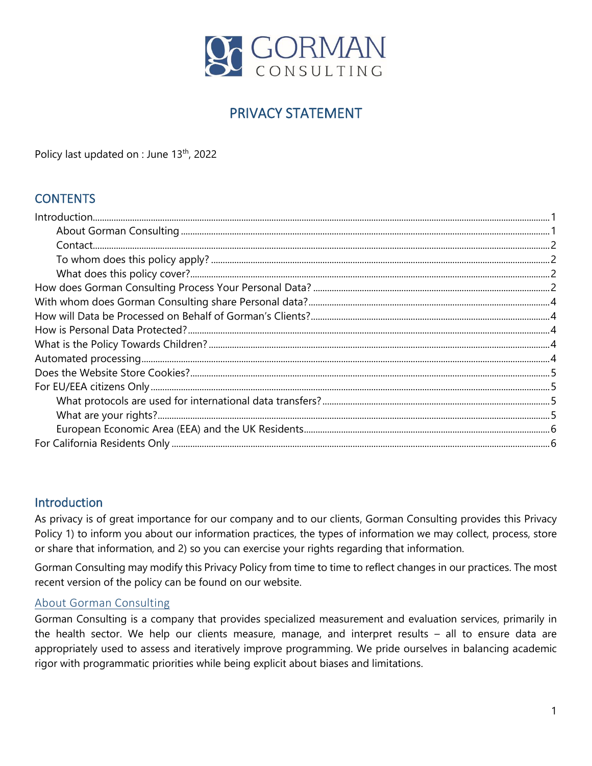GORMAN CONSULTING

# PRIVACY STATEMENT

Policy last updated on : June 13th, 2022

## CONTENTS

- Introduction ....... 1
  - About Gorman Consulting ....... 1
  - Contact ....... 2
  - To whom does this policy apply? ....... 2
  - What does this policy cover? ....... 2
- How does Gorman Consulting Process Your Personal Data? ....... 2
- With whom does Gorman Consulting share Personal data? ....... 4
- How will Data be Processed on Behalf of Gorman's Clients? ....... 4
- How is Personal Data Protected? ....... 4
- What is the Policy Towards Children? ....... 4
- Automated processing ....... 4
- Does the Website Store Cookies? ....... 5
- For EU/EEA citizens Only ....... 5
  - What protocols are used for international data transfers? ....... 5
  - What are your rights? ....... 5
  - European Economic Area (EEA) and the UK Residents ....... 6
- For California Residents Only ....... 6

## Introduction

As privacy is of great importance for our company and to our clients, Gorman Consulting provides this Privacy Policy 1) to inform you about our information practices, the types of information we may collect, process, store or share that information, and 2) so you can exercise your rights regarding that information.

Gorman Consulting may modify this Privacy Policy from time to time to reflect changes in our practices. The most recent version of the policy can be found on our website.

### About Gorman Consulting

Gorman Consulting is a company that provides specialized measurement and evaluation services, primarily in the health sector. We help our clients measure, manage, and interpret results – all to ensure data are appropriately used to assess and iteratively improve programming. We pride ourselves in balancing academic rigor with programmatic priorities while being explicit about biases and limitations.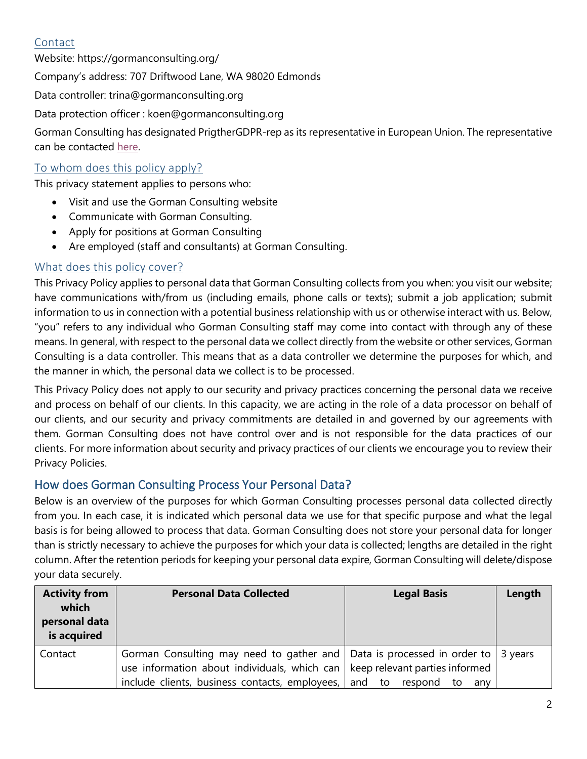### Contact

Website: https://gormanconsulting.org/

Company's address: 707 Driftwood Lane, WA 98020 Edmonds

Data controller: trina@gormanconsulting.org

Data protection officer : koen@gormanconsulting.org

Gorman Consulting has designated PrigtherGDPR-rep as its representative in European Union. The representative can be contacted here.

### To whom does this policy apply?

This privacy statement applies to persons who:

- Visit and use the Gorman Consulting website
- Communicate with Gorman Consulting.
- Apply for positions at Gorman Consulting
- Are employed (staff and consultants) at Gorman Consulting.

### What does this policy cover?

This Privacy Policy applies to personal data that Gorman Consulting collects from you when: you visit our website; have communications with/from us (including emails, phone calls or texts); submit a job application; submit information to us in connection with a potential business relationship with us or otherwise interact with us. Below, "you" refers to any individual who Gorman Consulting staff may come into contact with through any of these means. In general, with respect to the personal data we collect directly from the website or other services, Gorman Consulting is a data controller. This means that as a data controller we determine the purposes for which, and the manner in which, the personal data we collect is to be processed.

This Privacy Policy does not apply to our security and privacy practices concerning the personal data we receive and process on behalf of our clients. In this capacity, we are acting in the role of a data processor on behalf of our clients, and our security and privacy commitments are detailed in and governed by our agreements with them. Gorman Consulting does not have control over and is not responsible for the data practices of our clients. For more information about security and privacy practices of our clients we encourage you to review their Privacy Policies.

## How does Gorman Consulting Process Your Personal Data?

Below is an overview of the purposes for which Gorman Consulting processes personal data collected directly from you. In each case, it is indicated which personal data we use for that specific purpose and what the legal basis is for being allowed to process that data. Gorman Consulting does not store your personal data for longer than is strictly necessary to achieve the purposes for which your data is collected; lengths are detailed in the right column. After the retention periods for keeping your personal data expire, Gorman Consulting will delete/dispose your data securely.

| Activity from which personal data is acquired | Personal Data Collected | Legal Basis | Length |
|---|---|---|---|
| Contact | Gorman Consulting may need to gather and use information about individuals, which can include clients, business contacts, employees, | Data is processed in order to keep relevant parties informed and to respond to any | 3 years |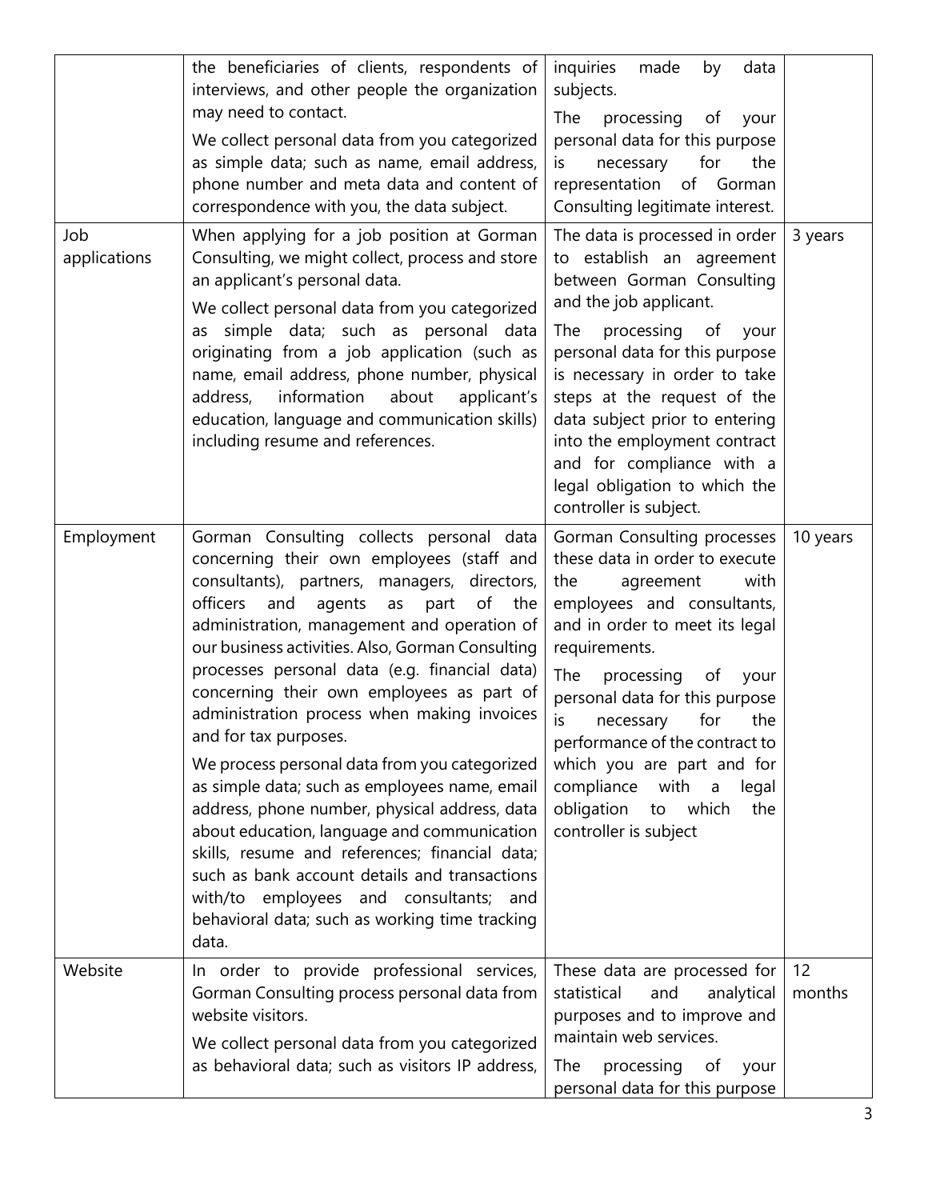| | | | |
|---|---|---|---|
| | the beneficiaries of clients, respondents of interviews, and other people the organization may need to contact.<br><br>We collect personal data from you categorized as simple data; such as name, email address, phone number and meta data and content of correspondence with you, the data subject. | inquiries made by data subjects.<br><br>The processing of your personal data for this purpose is necessary for the representation of Gorman Consulting legitimate interest. | |
| Job applications | When applying for a job position at Gorman Consulting, we might collect, process and store an applicant's personal data.<br><br>We collect personal data from you categorized as simple data; such as personal data originating from a job application (such as name, email address, phone number, physical address, information about applicant's education, language and communication skills) including resume and references. | The data is processed in order to establish an agreement between Gorman Consulting and the job applicant.<br><br>The processing of your personal data for this purpose is necessary in order to take steps at the request of the data subject prior to entering into the employment contract and for compliance with a legal obligation to which the controller is subject. | 3 years |
| Employment | Gorman Consulting collects personal data concerning their own employees (staff and consultants), partners, managers, directors, officers and agents as part of the administration, management and operation of our business activities. Also, Gorman Consulting processes personal data (e.g. financial data) concerning their own employees as part of administration process when making invoices and for tax purposes.<br><br>We process personal data from you categorized as simple data; such as employees name, email address, phone number, physical address, data about education, language and communication skills, resume and references; financial data; such as bank account details and transactions with/to employees and consultants; and behavioral data; such as working time tracking data. | Gorman Consulting processes these data in order to execute the agreement with employees and consultants, and in order to meet its legal requirements.<br><br>The processing of your personal data for this purpose is necessary for the performance of the contract to which you are part and for compliance with a legal obligation to which the controller is subject | 10 years |
| Website | In order to provide professional services, Gorman Consulting process personal data from website visitors.<br><br>We collect personal data from you categorized as behavioral data; such as visitors IP address, | These data are processed for statistical and analytical purposes and to improve and maintain web services.<br><br>The processing of your personal data for this purpose | 12 months |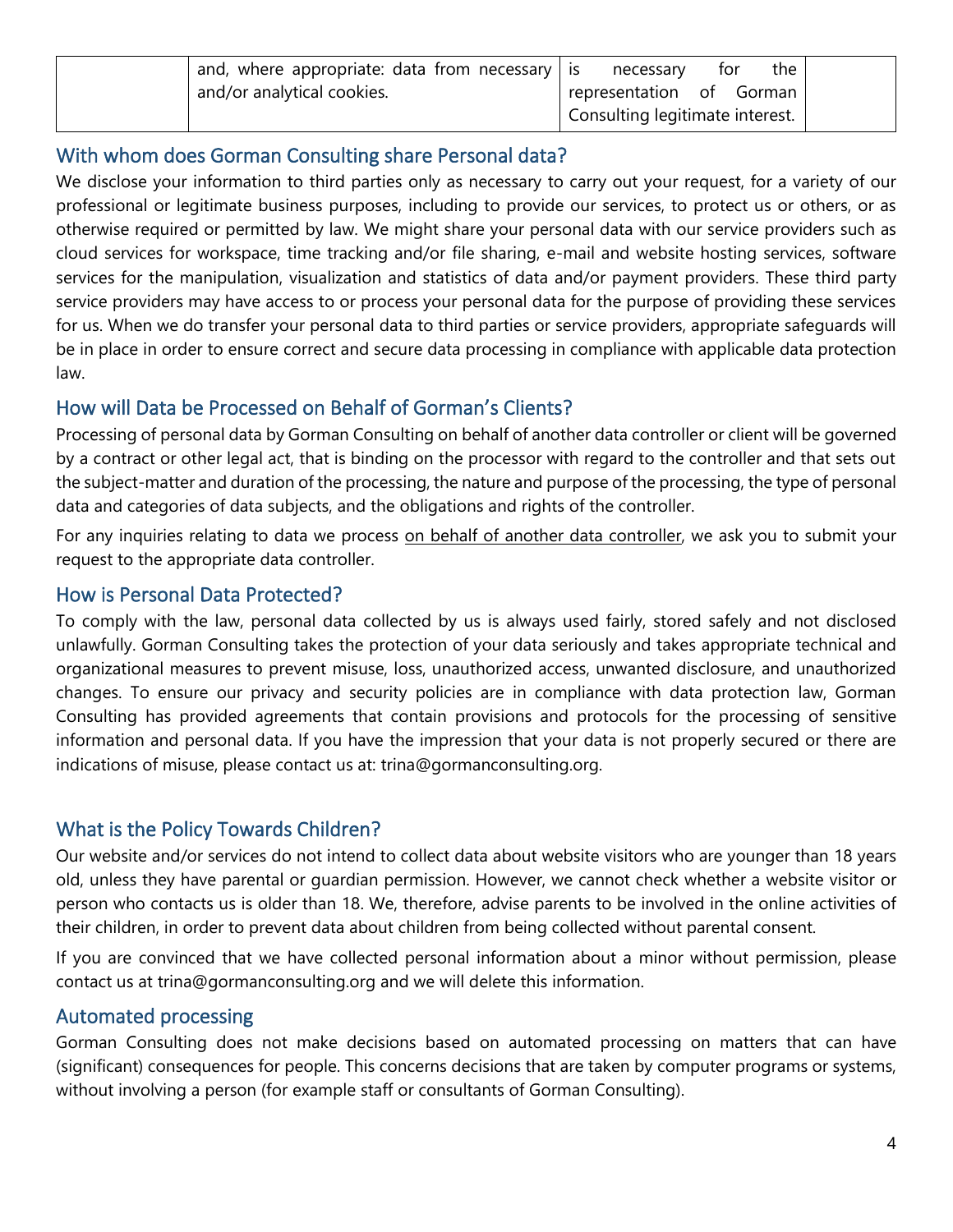| | and, where appropriate: data from necessary and/or analytical cookies. | is necessary for the representation of Gorman Consulting legitimate interest. | |
|---|---|---|---|

## With whom does Gorman Consulting share Personal data?

We disclose your information to third parties only as necessary to carry out your request, for a variety of our professional or legitimate business purposes, including to provide our services, to protect us or others, or as otherwise required or permitted by law. We might share your personal data with our service providers such as cloud services for workspace, time tracking and/or file sharing, e-mail and website hosting services, software services for the manipulation, visualization and statistics of data and/or payment providers. These third party service providers may have access to or process your personal data for the purpose of providing these services for us. When we do transfer your personal data to third parties or service providers, appropriate safeguards will be in place in order to ensure correct and secure data processing in compliance with applicable data protection law.

## How will Data be Processed on Behalf of Gorman's Clients?

Processing of personal data by Gorman Consulting on behalf of another data controller or client will be governed by a contract or other legal act, that is binding on the processor with regard to the controller and that sets out the subject-matter and duration of the processing, the nature and purpose of the processing, the type of personal data and categories of data subjects, and the obligations and rights of the controller.

For any inquiries relating to data we process on behalf of another data controller, we ask you to submit your request to the appropriate data controller.

## How is Personal Data Protected?

To comply with the law, personal data collected by us is always used fairly, stored safely and not disclosed unlawfully. Gorman Consulting takes the protection of your data seriously and takes appropriate technical and organizational measures to prevent misuse, loss, unauthorized access, unwanted disclosure, and unauthorized changes. To ensure our privacy and security policies are in compliance with data protection law, Gorman Consulting has provided agreements that contain provisions and protocols for the processing of sensitive information and personal data. If you have the impression that your data is not properly secured or there are indications of misuse, please contact us at: trina@gormanconsulting.org.

## What is the Policy Towards Children?

Our website and/or services do not intend to collect data about website visitors who are younger than 18 years old, unless they have parental or guardian permission. However, we cannot check whether a website visitor or person who contacts us is older than 18. We, therefore, advise parents to be involved in the online activities of their children, in order to prevent data about children from being collected without parental consent.

If you are convinced that we have collected personal information about a minor without permission, please contact us at trina@gormanconsulting.org and we will delete this information.

## Automated processing

Gorman Consulting does not make decisions based on automated processing on matters that can have (significant) consequences for people. This concerns decisions that are taken by computer programs or systems, without involving a person (for example staff or consultants of Gorman Consulting).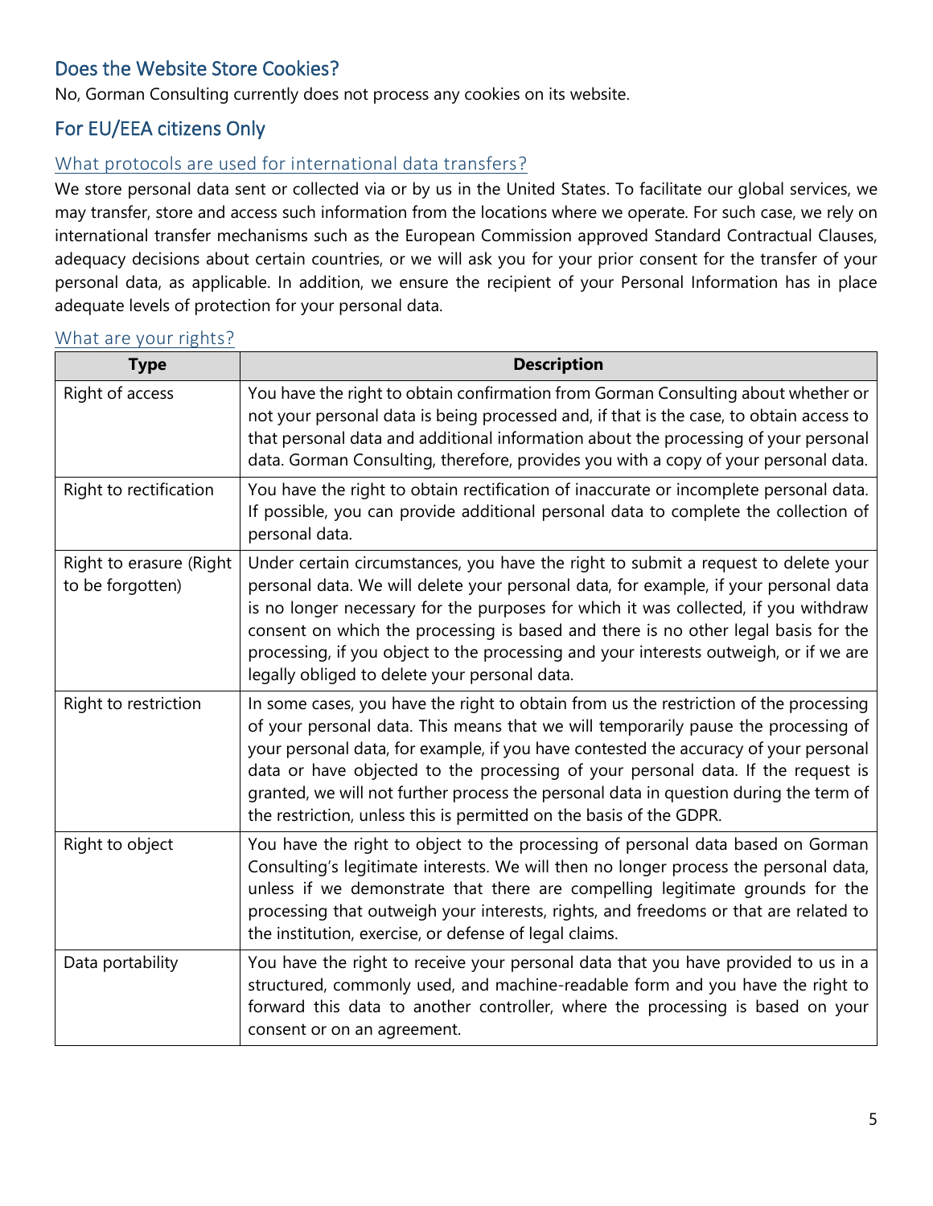## Does the Website Store Cookies?

No, Gorman Consulting currently does not process any cookies on its website.

## For EU/EEA citizens Only

### What protocols are used for international data transfers?

We store personal data sent or collected via or by us in the United States. To facilitate our global services, we may transfer, store and access such information from the locations where we operate. For such case, we rely on international transfer mechanisms such as the European Commission approved Standard Contractual Clauses, adequacy decisions about certain countries, or we will ask you for your prior consent for the transfer of your personal data, as applicable. In addition, we ensure the recipient of your Personal Information has in place adequate levels of protection for your personal data.

### What are your rights?

| Type | Description |
|---|---|
| Right of access | You have the right to obtain confirmation from Gorman Consulting about whether or not your personal data is being processed and, if that is the case, to obtain access to that personal data and additional information about the processing of your personal data. Gorman Consulting, therefore, provides you with a copy of your personal data. |
| Right to rectification | You have the right to obtain rectification of inaccurate or incomplete personal data. If possible, you can provide additional personal data to complete the collection of personal data. |
| Right to erasure (Right to be forgotten) | Under certain circumstances, you have the right to submit a request to delete your personal data. We will delete your personal data, for example, if your personal data is no longer necessary for the purposes for which it was collected, if you withdraw consent on which the processing is based and there is no other legal basis for the processing, if you object to the processing and your interests outweigh, or if we are legally obliged to delete your personal data. |
| Right to restriction | In some cases, you have the right to obtain from us the restriction of the processing of your personal data. This means that we will temporarily pause the processing of your personal data, for example, if you have contested the accuracy of your personal data or have objected to the processing of your personal data. If the request is granted, we will not further process the personal data in question during the term of the restriction, unless this is permitted on the basis of the GDPR. |
| Right to object | You have the right to object to the processing of personal data based on Gorman Consulting's legitimate interests. We will then no longer process the personal data, unless if we demonstrate that there are compelling legitimate grounds for the processing that outweigh your interests, rights, and freedoms or that are related to the institution, exercise, or defense of legal claims. |
| Data portability | You have the right to receive your personal data that you have provided to us in a structured, commonly used, and machine-readable form and you have the right to forward this data to another controller, where the processing is based on your consent or on an agreement. |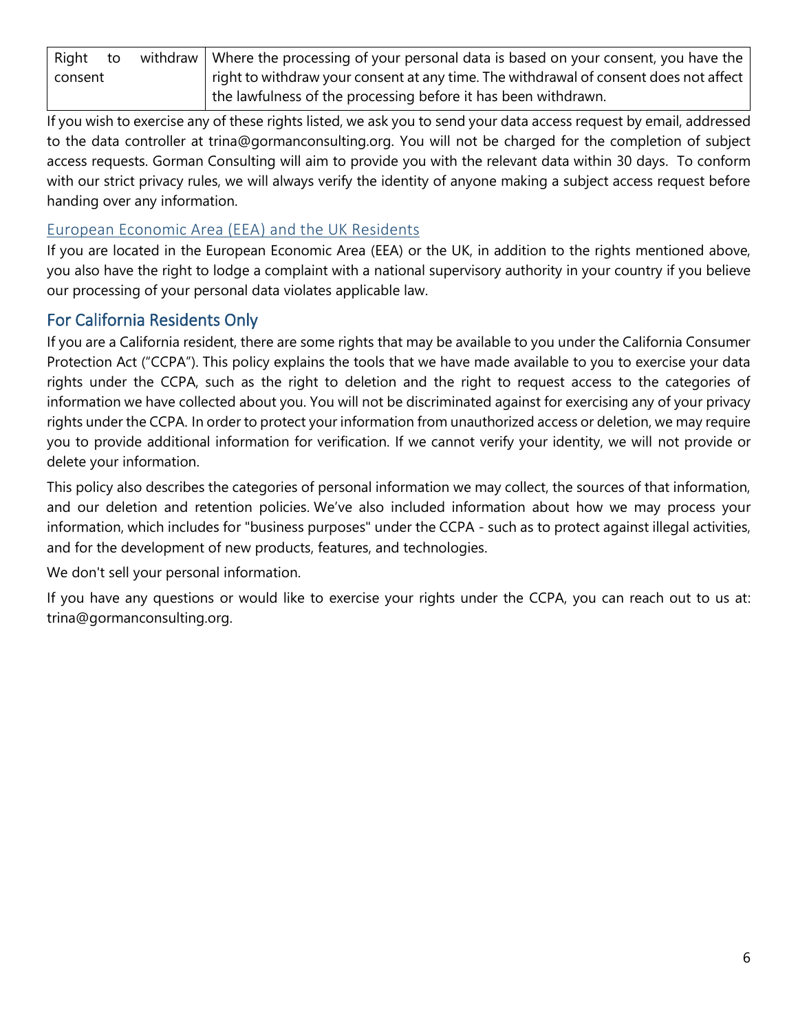| | |
|---|---|
| Right to withdraw consent | Where the processing of your personal data is based on your consent, you have the right to withdraw your consent at any time. The withdrawal of consent does not affect the lawfulness of the processing before it has been withdrawn. |

If you wish to exercise any of these rights listed, we ask you to send your data access request by email, addressed to the data controller at trina@gormanconsulting.org. You will not be charged for the completion of subject access requests. Gorman Consulting will aim to provide you with the relevant data within 30 days. To conform with our strict privacy rules, we will always verify the identity of anyone making a subject access request before handing over any information.

### European Economic Area (EEA) and the UK Residents

If you are located in the European Economic Area (EEA) or the UK, in addition to the rights mentioned above, you also have the right to lodge a complaint with a national supervisory authority in your country if you believe our processing of your personal data violates applicable law.

## For California Residents Only

If you are a California resident, there are some rights that may be available to you under the California Consumer Protection Act ("CCPA"). This policy explains the tools that we have made available to you to exercise your data rights under the CCPA, such as the right to deletion and the right to request access to the categories of information we have collected about you. You will not be discriminated against for exercising any of your privacy rights under the CCPA. In order to protect your information from unauthorized access or deletion, we may require you to provide additional information for verification. If we cannot verify your identity, we will not provide or delete your information.

This policy also describes the categories of personal information we may collect, the sources of that information, and our deletion and retention policies. We've also included information about how we may process your information, which includes for "business purposes" under the CCPA - such as to protect against illegal activities, and for the development of new products, features, and technologies.

We don't sell your personal information.

If you have any questions or would like to exercise your rights under the CCPA, you can reach out to us at: trina@gormanconsulting.org.